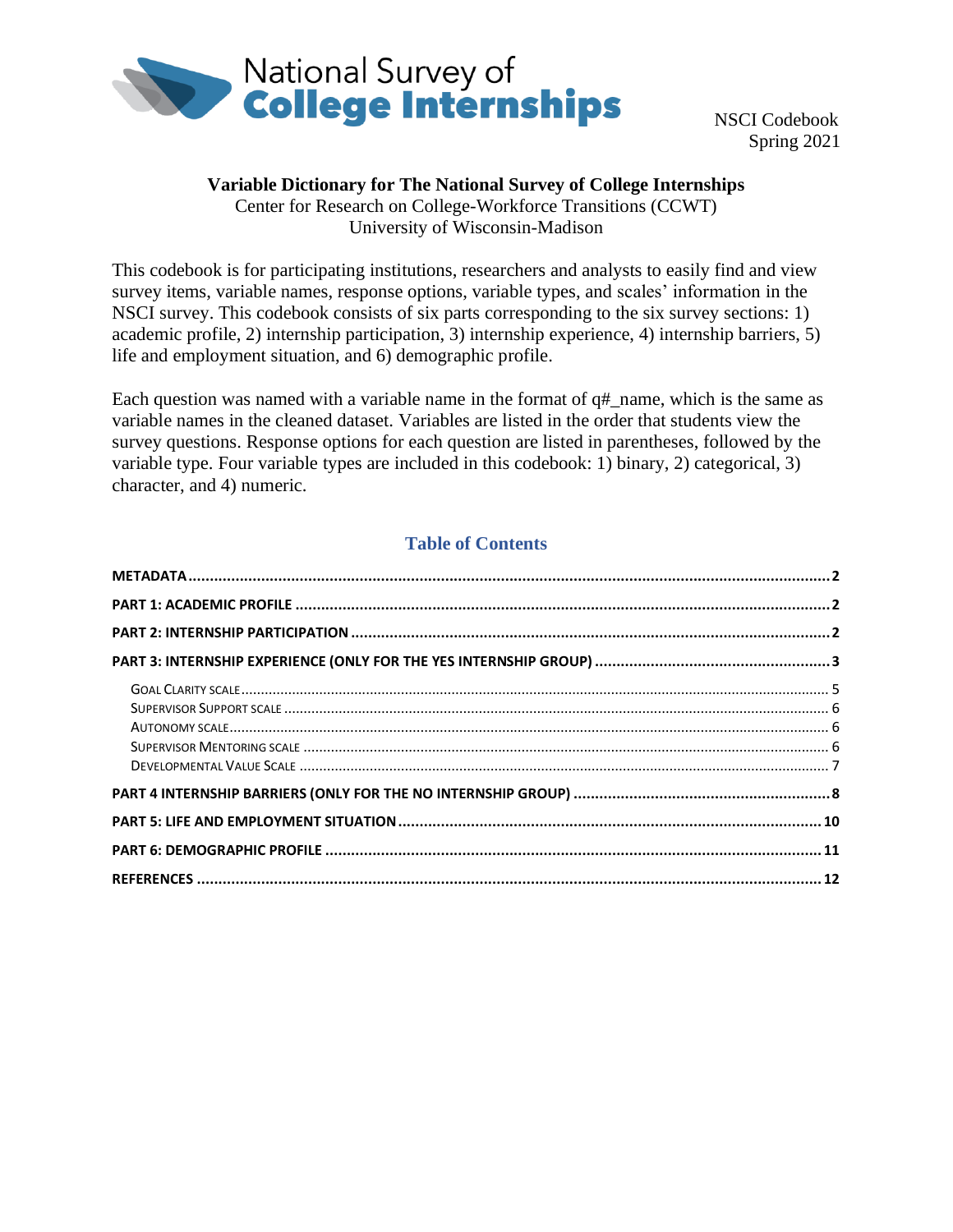National Survey of **College Internships**

NSCI Codebook
Spring 2021

**Variable Dictionary for The National Survey of College Internships**
Center for Research on College-Workforce Transitions (CCWT)
University of Wisconsin-Madison

This codebook is for participating institutions, researchers and analysts to easily find and view survey items, variable names, response options, variable types, and scales' information in the NSCI survey. This codebook consists of six parts corresponding to the six survey sections: 1) academic profile, 2) internship participation, 3) internship experience, 4) internship barriers, 5) life and employment situation, and 6) demographic profile.

Each question was named with a variable name in the format of q#_name, which is the same as variable names in the cleaned dataset. Variables are listed in the order that students view the survey questions. Response options for each question are listed in parentheses, followed by the variable type. Four variable types are included in this codebook: 1) binary, 2) categorical, 3) character, and 4) numeric.

## Table of Contents

- **METADATA** ........ 2
- **PART 1: ACADEMIC PROFILE** ........ 2
- **PART 2: INTERNSHIP PARTICIPATION** ........ 2
- **PART 3: INTERNSHIP EXPERIENCE (ONLY FOR THE YES INTERNSHIP GROUP)** ........ 3
  - Goal Clarity scale ........ 5
  - Supervisor Support scale ........ 6
  - Autonomy scale ........ 6
  - Supervisor Mentoring scale ........ 6
  - Developmental Value Scale ........ 7
- **PART 4 INTERNSHIP BARRIERS (ONLY FOR THE NO INTERNSHIP GROUP)** ........ 8
- **PART 5: LIFE AND EMPLOYMENT SITUATION** ........ 10
- **PART 6: DEMOGRAPHIC PROFILE** ........ 11
- **REFERENCES** ........ 12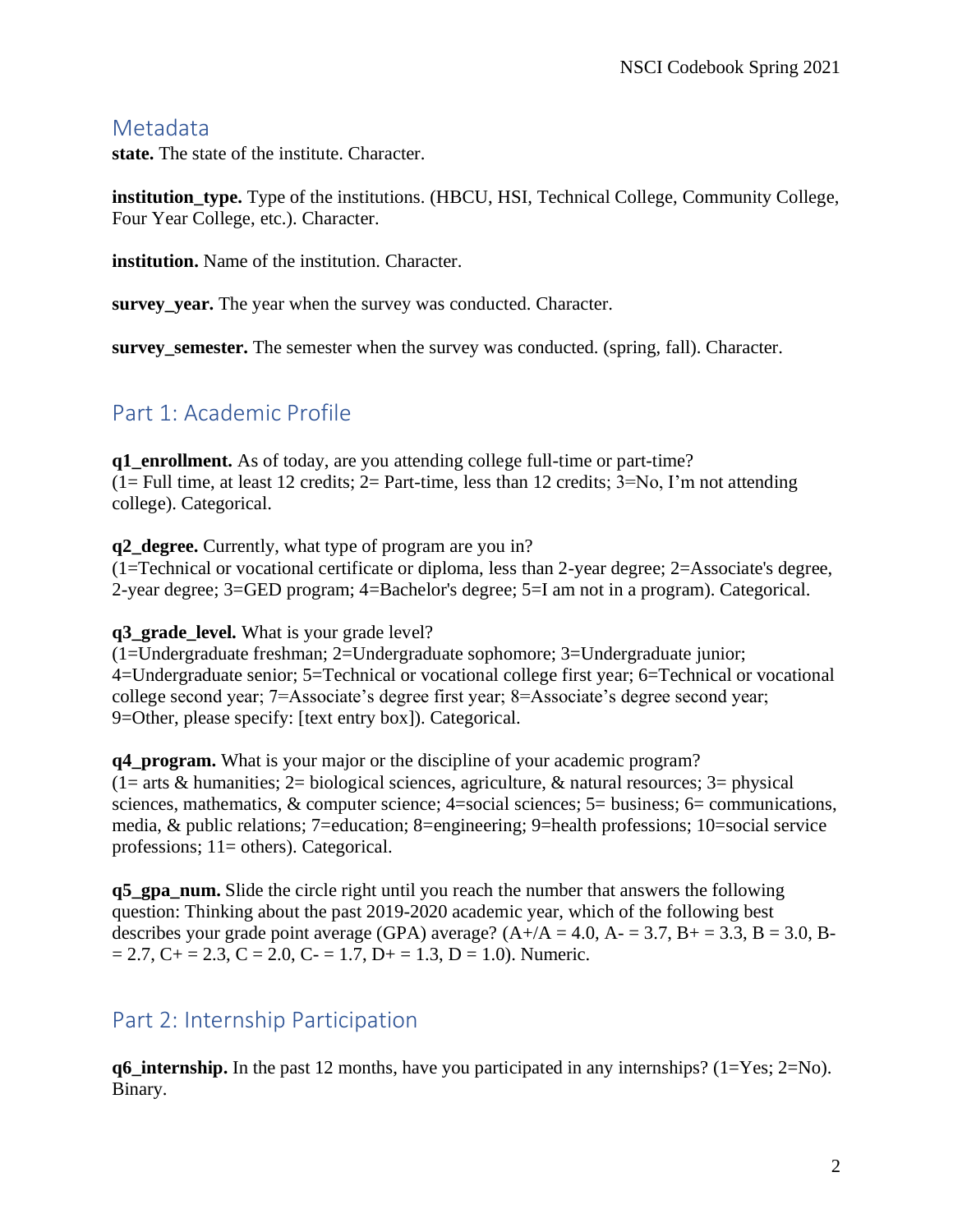## Metadata

**state.** The state of the institute. Character.

**institution_type.** Type of the institutions. (HBCU, HSI, Technical College, Community College, Four Year College, etc.). Character.

**institution.** Name of the institution. Character.

**survey_year.** The year when the survey was conducted. Character.

**survey_semester.** The semester when the survey was conducted. (spring, fall). Character.

## Part 1: Academic Profile

**q1_enrollment.** As of today, are you attending college full-time or part-time? (1= Full time, at least 12 credits; 2= Part-time, less than 12 credits; 3=No, I'm not attending college). Categorical.

**q2_degree.** Currently, what type of program are you in? (1=Technical or vocational certificate or diploma, less than 2-year degree; 2=Associate's degree, 2-year degree; 3=GED program; 4=Bachelor's degree; 5=I am not in a program). Categorical.

**q3_grade_level.** What is your grade level? (1=Undergraduate freshman; 2=Undergraduate sophomore; 3=Undergraduate junior; 4=Undergraduate senior; 5=Technical or vocational college first year; 6=Technical or vocational college second year; 7=Associate's degree first year; 8=Associate's degree second year; 9=Other, please specify: [text entry box]). Categorical.

**q4_program.** What is your major or the discipline of your academic program? (1= arts & humanities; 2= biological sciences, agriculture, & natural resources; 3= physical sciences, mathematics, & computer science; 4=social sciences; 5= business; 6= communications, media, & public relations; 7=education; 8=engineering; 9=health professions; 10=social service professions; 11= others). Categorical.

**q5_gpa_num.** Slide the circle right until you reach the number that answers the following question: Thinking about the past 2019-2020 academic year, which of the following best describes your grade point average (GPA) average? (A+/A = 4.0, A- = 3.7, B+ = 3.3, B = 3.0, B- = 2.7, C+ = 2.3, C = 2.0, C- = 1.7, D+ = 1.3, D = 1.0). Numeric.

## Part 2: Internship Participation

**q6_internship.** In the past 12 months, have you participated in any internships? (1=Yes; 2=No). Binary.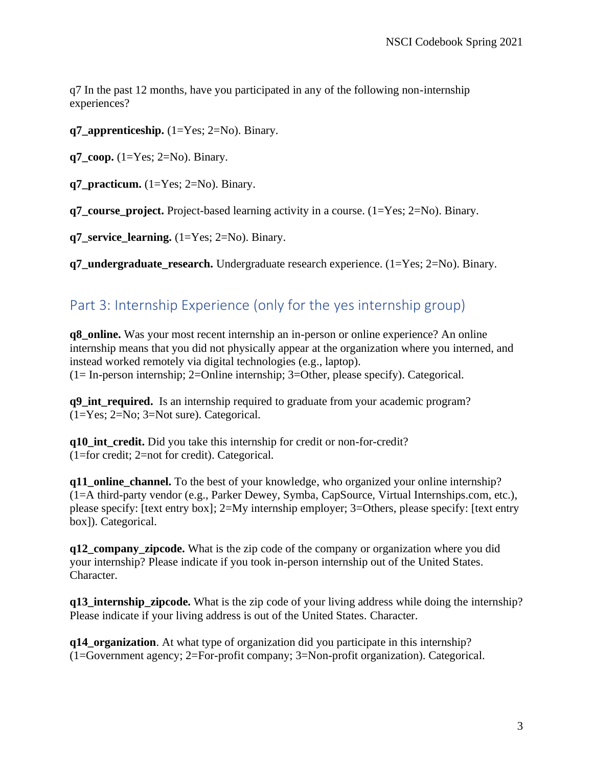q7 In the past 12 months, have you participated in any of the following non-internship experiences?

**q7_apprenticeship.** (1=Yes; 2=No). Binary.

**q7_coop.** (1=Yes; 2=No). Binary.

**q7_practicum.** (1=Yes; 2=No). Binary.

**q7_course_project.** Project-based learning activity in a course. (1=Yes; 2=No). Binary.

**q7_service_learning.** (1=Yes; 2=No). Binary.

**q7_undergraduate_research.** Undergraduate research experience. (1=Yes; 2=No). Binary.

## Part 3: Internship Experience (only for the yes internship group)

**q8_online.** Was your most recent internship an in-person or online experience? An online internship means that you did not physically appear at the organization where you interned, and instead worked remotely via digital technologies (e.g., laptop).
(1= In-person internship; 2=Online internship; 3=Other, please specify). Categorical.

**q9_int_required.** Is an internship required to graduate from your academic program?
(1=Yes; 2=No; 3=Not sure). Categorical.

**q10_int_credit.** Did you take this internship for credit or non-for-credit?
(1=for credit; 2=not for credit). Categorical.

**q11_online_channel.** To the best of your knowledge, who organized your online internship?
(1=A third-party vendor (e.g., Parker Dewey, Symba, CapSource, Virtual Internships.com, etc.), please specify: [text entry box]; 2=My internship employer; 3=Others, please specify: [text entry box]). Categorical.

**q12_company_zipcode.** What is the zip code of the company or organization where you did your internship? Please indicate if you took in-person internship out of the United States. Character.

**q13_internship_zipcode.** What is the zip code of your living address while doing the internship? Please indicate if your living address is out of the United States. Character.

**q14_organization**. At what type of organization did you participate in this internship?
(1=Government agency; 2=For-profit company; 3=Non-profit organization). Categorical.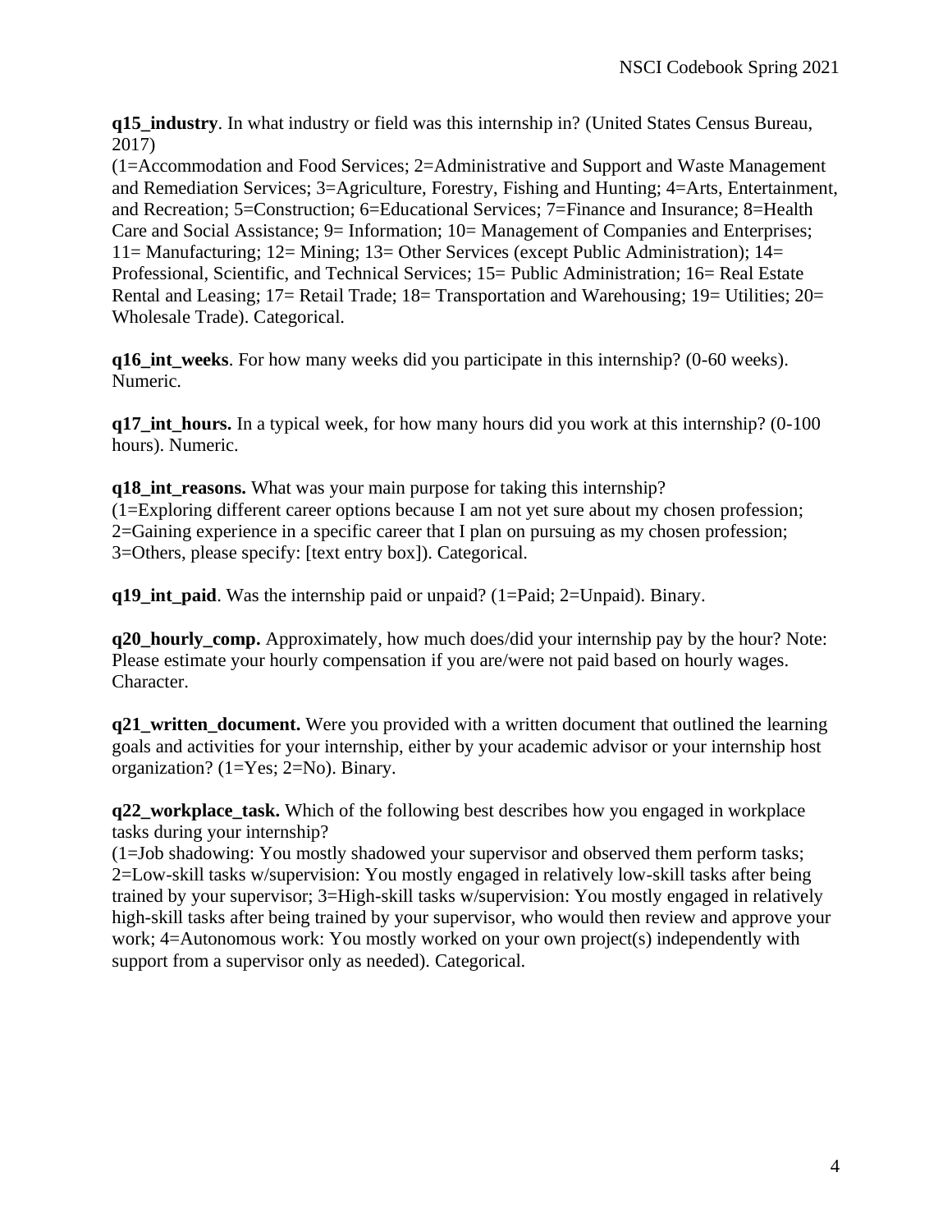**q15_industry**. In what industry or field was this internship in? (United States Census Bureau, 2017)
(1=Accommodation and Food Services; 2=Administrative and Support and Waste Management and Remediation Services; 3=Agriculture, Forestry, Fishing and Hunting; 4=Arts, Entertainment, and Recreation; 5=Construction; 6=Educational Services; 7=Finance and Insurance; 8=Health Care and Social Assistance; 9= Information; 10= Management of Companies and Enterprises; 11= Manufacturing; 12= Mining; 13= Other Services (except Public Administration); 14= Professional, Scientific, and Technical Services; 15= Public Administration; 16= Real Estate Rental and Leasing; 17= Retail Trade; 18= Transportation and Warehousing; 19= Utilities; 20= Wholesale Trade). Categorical.

**q16_int_weeks**. For how many weeks did you participate in this internship? (0-60 weeks). Numeric.

**q17_int_hours.** In a typical week, for how many hours did you work at this internship? (0-100 hours). Numeric.

**q18_int_reasons.** What was your main purpose for taking this internship?
(1=Exploring different career options because I am not yet sure about my chosen profession; 2=Gaining experience in a specific career that I plan on pursuing as my chosen profession; 3=Others, please specify: [text entry box]). Categorical.

**q19_int_paid**. Was the internship paid or unpaid? (1=Paid; 2=Unpaid). Binary.

**q20_hourly_comp.** Approximately, how much does/did your internship pay by the hour? Note: Please estimate your hourly compensation if you are/were not paid based on hourly wages. Character.

**q21_written_document.** Were you provided with a written document that outlined the learning goals and activities for your internship, either by your academic advisor or your internship host organization? (1=Yes; 2=No). Binary.

**q22_workplace_task.** Which of the following best describes how you engaged in workplace tasks during your internship?
(1=Job shadowing: You mostly shadowed your supervisor and observed them perform tasks; 2=Low-skill tasks w/supervision: You mostly engaged in relatively low-skill tasks after being trained by your supervisor; 3=High-skill tasks w/supervision: You mostly engaged in relatively high-skill tasks after being trained by your supervisor, who would then review and approve your work; 4=Autonomous work: You mostly worked on your own project(s) independently with support from a supervisor only as needed). Categorical.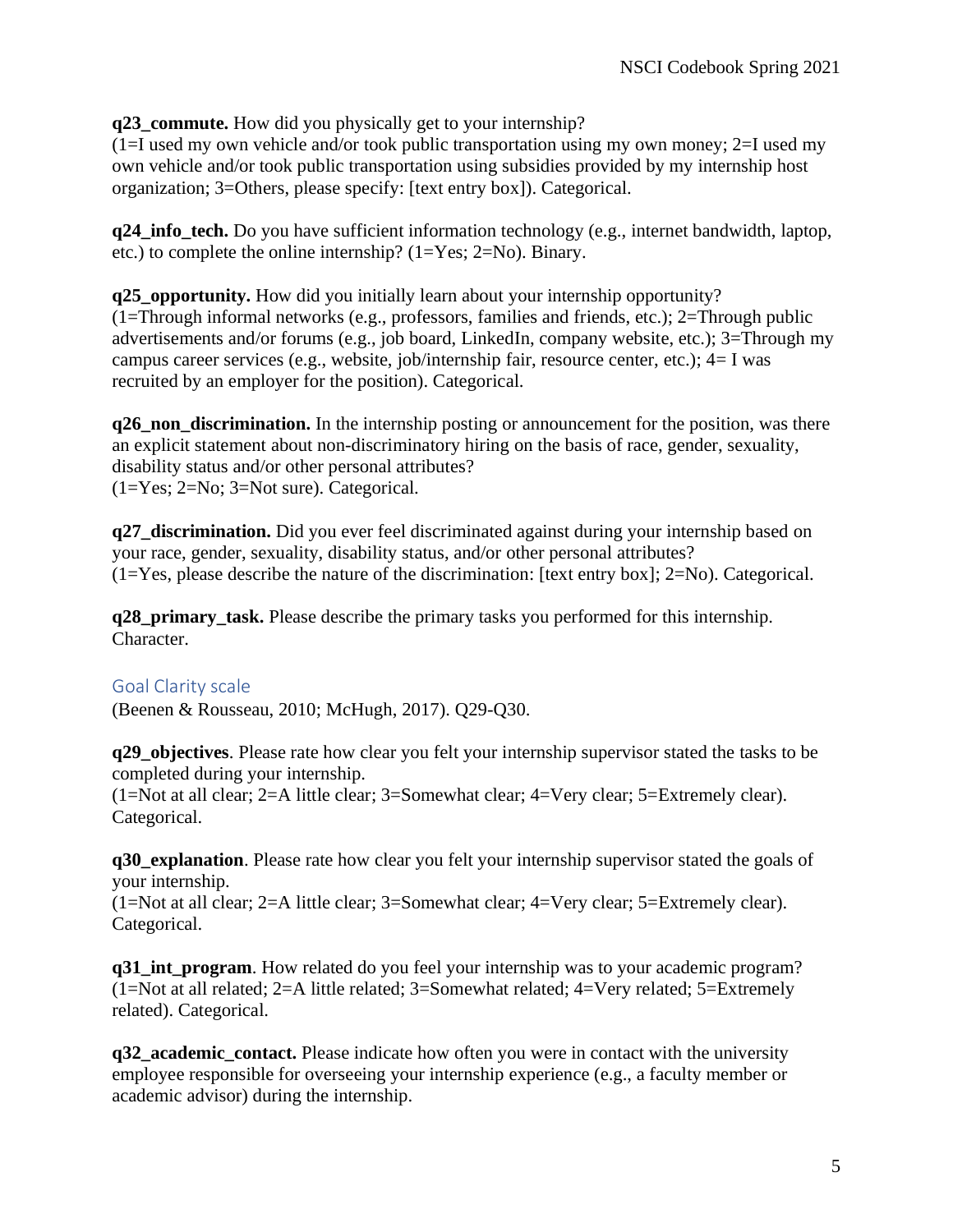**q23_commute.** How did you physically get to your internship?
(1=I used my own vehicle and/or took public transportation using my own money; 2=I used my own vehicle and/or took public transportation using subsidies provided by my internship host organization; 3=Others, please specify: [text entry box]). Categorical.

**q24_info_tech.** Do you have sufficient information technology (e.g., internet bandwidth, laptop, etc.) to complete the online internship? (1=Yes; 2=No). Binary.

**q25_opportunity.** How did you initially learn about your internship opportunity?
(1=Through informal networks (e.g., professors, families and friends, etc.); 2=Through public advertisements and/or forums (e.g., job board, LinkedIn, company website, etc.); 3=Through my campus career services (e.g., website, job/internship fair, resource center, etc.); 4= I was recruited by an employer for the position). Categorical.

**q26_non_discrimination.** In the internship posting or announcement for the position, was there an explicit statement about non-discriminatory hiring on the basis of race, gender, sexuality, disability status and/or other personal attributes?
(1=Yes; 2=No; 3=Not sure). Categorical.

**q27_discrimination.** Did you ever feel discriminated against during your internship based on your race, gender, sexuality, disability status, and/or other personal attributes?
(1=Yes, please describe the nature of the discrimination: [text entry box]; 2=No). Categorical.

**q28_primary_task.** Please describe the primary tasks you performed for this internship. Character.

## Goal Clarity scale

(Beenen & Rousseau, 2010; McHugh, 2017). Q29-Q30.

**q29_objectives**. Please rate how clear you felt your internship supervisor stated the tasks to be completed during your internship.
(1=Not at all clear; 2=A little clear; 3=Somewhat clear; 4=Very clear; 5=Extremely clear). Categorical.

**q30_explanation**. Please rate how clear you felt your internship supervisor stated the goals of your internship.
(1=Not at all clear; 2=A little clear; 3=Somewhat clear; 4=Very clear; 5=Extremely clear). Categorical.

**q31_int_program**. How related do you feel your internship was to your academic program?
(1=Not at all related; 2=A little related; 3=Somewhat related; 4=Very related; 5=Extremely related). Categorical.

**q32_academic_contact.** Please indicate how often you were in contact with the university employee responsible for overseeing your internship experience (e.g., a faculty member or academic advisor) during the internship.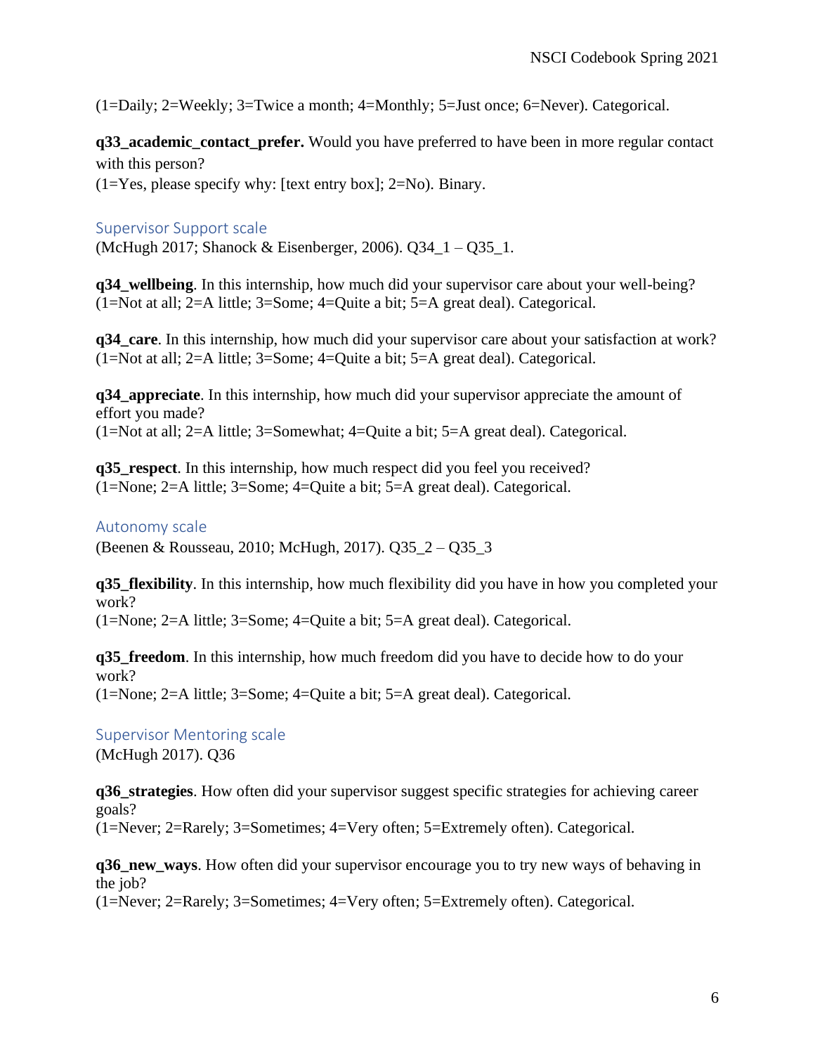(1=Daily; 2=Weekly; 3=Twice a month; 4=Monthly; 5=Just once; 6=Never). Categorical.

**q33_academic_contact_prefer.** Would you have preferred to have been in more regular contact with this person?
(1=Yes, please specify why: [text entry box]; 2=No). Binary.

### Supervisor Support scale

(McHugh 2017; Shanock & Eisenberger, 2006). Q34_1 – Q35_1.

**q34_wellbeing**. In this internship, how much did your supervisor care about your well-being?
(1=Not at all; 2=A little; 3=Some; 4=Quite a bit; 5=A great deal). Categorical.

**q34_care**. In this internship, how much did your supervisor care about your satisfaction at work?
(1=Not at all; 2=A little; 3=Some; 4=Quite a bit; 5=A great deal). Categorical.

**q34_appreciate**. In this internship, how much did your supervisor appreciate the amount of effort you made?
(1=Not at all; 2=A little; 3=Somewhat; 4=Quite a bit; 5=A great deal). Categorical.

**q35_respect**. In this internship, how much respect did you feel you received?
(1=None; 2=A little; 3=Some; 4=Quite a bit; 5=A great deal). Categorical.

### Autonomy scale

(Beenen & Rousseau, 2010; McHugh, 2017). Q35_2 – Q35_3

**q35_flexibility**. In this internship, how much flexibility did you have in how you completed your work?
(1=None; 2=A little; 3=Some; 4=Quite a bit; 5=A great deal). Categorical.

**q35_freedom**. In this internship, how much freedom did you have to decide how to do your work?
(1=None; 2=A little; 3=Some; 4=Quite a bit; 5=A great deal). Categorical.

### Supervisor Mentoring scale

(McHugh 2017). Q36

**q36_strategies**. How often did your supervisor suggest specific strategies for achieving career goals?
(1=Never; 2=Rarely; 3=Sometimes; 4=Very often; 5=Extremely often). Categorical.

**q36_new_ways**. How often did your supervisor encourage you to try new ways of behaving in the job?
(1=Never; 2=Rarely; 3=Sometimes; 4=Very often; 5=Extremely often). Categorical.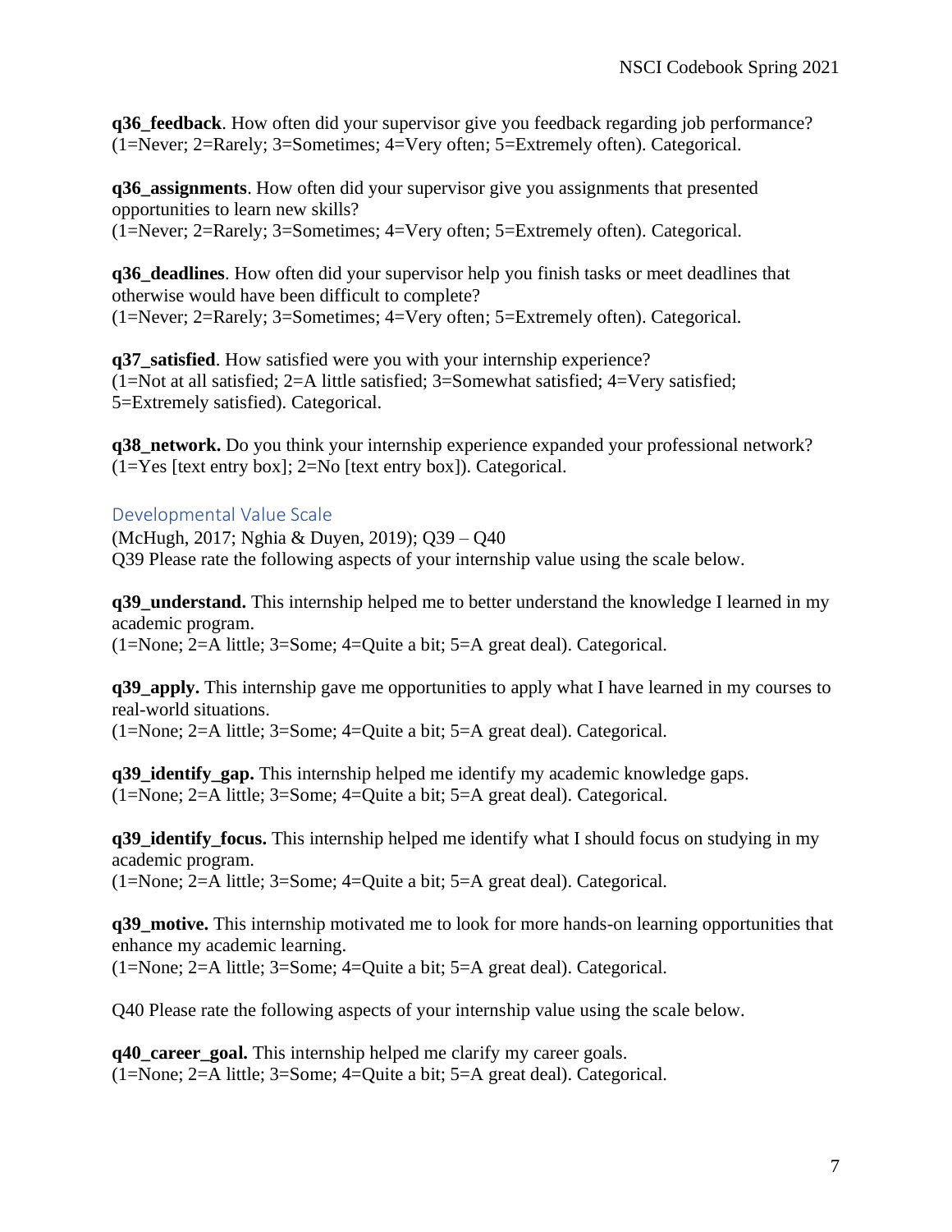**q36_feedback**. How often did your supervisor give you feedback regarding job performance? (1=Never; 2=Rarely; 3=Sometimes; 4=Very often; 5=Extremely often). Categorical.

**q36_assignments**. How often did your supervisor give you assignments that presented opportunities to learn new skills?
(1=Never; 2=Rarely; 3=Sometimes; 4=Very often; 5=Extremely often). Categorical.

**q36_deadlines**. How often did your supervisor help you finish tasks or meet deadlines that otherwise would have been difficult to complete?
(1=Never; 2=Rarely; 3=Sometimes; 4=Very often; 5=Extremely often). Categorical.

**q37_satisfied**. How satisfied were you with your internship experience?
(1=Not at all satisfied; 2=A little satisfied; 3=Somewhat satisfied; 4=Very satisfied; 5=Extremely satisfied). Categorical.

**q38_network.** Do you think your internship experience expanded your professional network? (1=Yes [text entry box]; 2=No [text entry box]). Categorical.

## Developmental Value Scale

(McHugh, 2017; Nghia & Duyen, 2019); Q39 – Q40
Q39 Please rate the following aspects of your internship value using the scale below.

**q39_understand.** This internship helped me to better understand the knowledge I learned in my academic program.
(1=None; 2=A little; 3=Some; 4=Quite a bit; 5=A great deal). Categorical.

**q39_apply.** This internship gave me opportunities to apply what I have learned in my courses to real-world situations.
(1=None; 2=A little; 3=Some; 4=Quite a bit; 5=A great deal). Categorical.

**q39_identify_gap.** This internship helped me identify my academic knowledge gaps.
(1=None; 2=A little; 3=Some; 4=Quite a bit; 5=A great deal). Categorical.

**q39_identify_focus.** This internship helped me identify what I should focus on studying in my academic program.
(1=None; 2=A little; 3=Some; 4=Quite a bit; 5=A great deal). Categorical.

**q39_motive.** This internship motivated me to look for more hands-on learning opportunities that enhance my academic learning.
(1=None; 2=A little; 3=Some; 4=Quite a bit; 5=A great deal). Categorical.

Q40 Please rate the following aspects of your internship value using the scale below.

**q40_career_goal.** This internship helped me clarify my career goals.
(1=None; 2=A little; 3=Some; 4=Quite a bit; 5=A great deal). Categorical.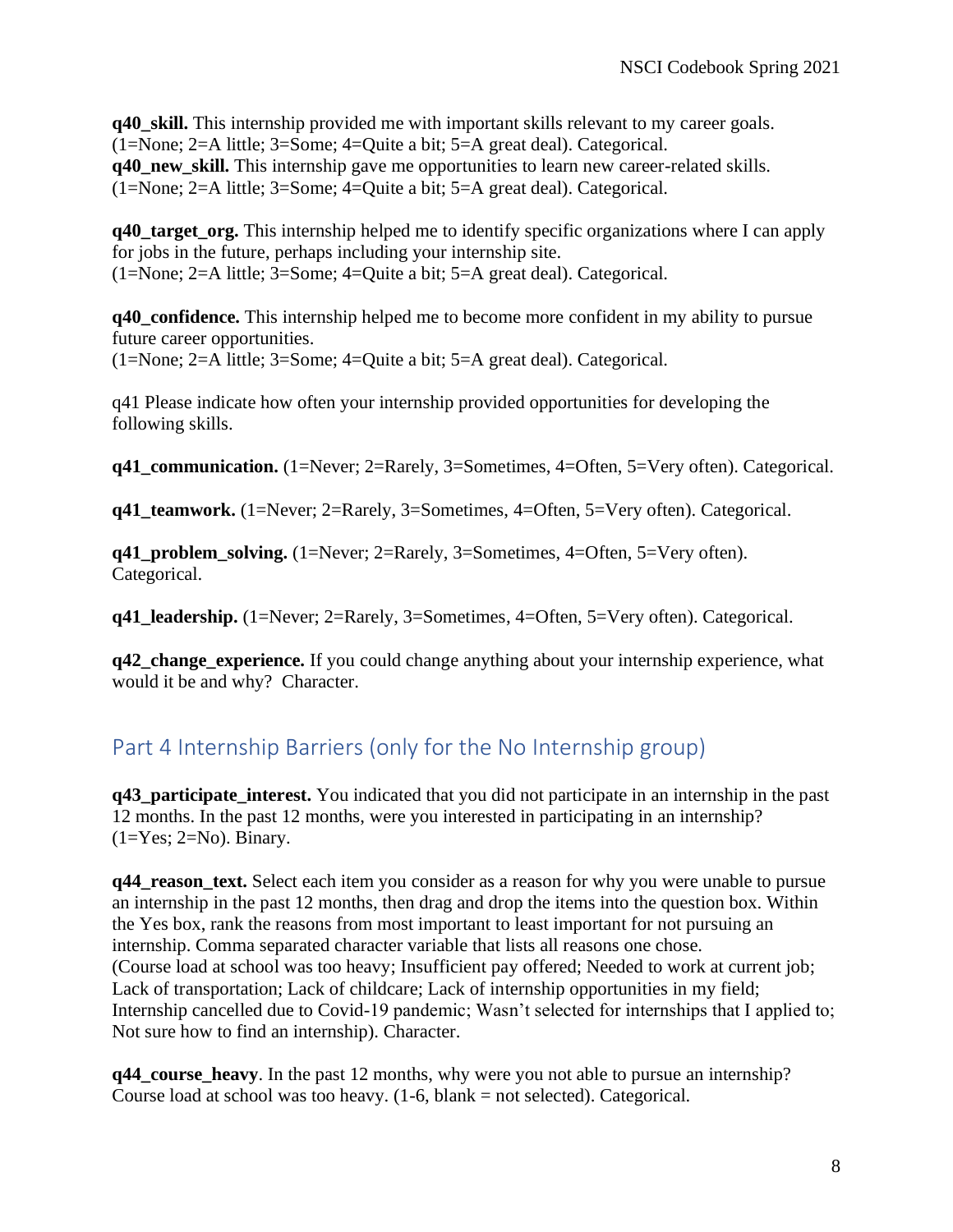**q40_skill.** This internship provided me with important skills relevant to my career goals. (1=None; 2=A little; 3=Some; 4=Quite a bit; 5=A great deal). Categorical.
**q40_new_skill.** This internship gave me opportunities to learn new career-related skills. (1=None; 2=A little; 3=Some; 4=Quite a bit; 5=A great deal). Categorical.

**q40_target_org.** This internship helped me to identify specific organizations where I can apply for jobs in the future, perhaps including your internship site.
(1=None; 2=A little; 3=Some; 4=Quite a bit; 5=A great deal). Categorical.

**q40_confidence.** This internship helped me to become more confident in my ability to pursue future career opportunities.
(1=None; 2=A little; 3=Some; 4=Quite a bit; 5=A great deal). Categorical.

q41 Please indicate how often your internship provided opportunities for developing the following skills.

**q41_communication.** (1=Never; 2=Rarely, 3=Sometimes, 4=Often, 5=Very often). Categorical.

**q41_teamwork.** (1=Never; 2=Rarely, 3=Sometimes, 4=Often, 5=Very often). Categorical.

**q41_problem_solving.** (1=Never; 2=Rarely, 3=Sometimes, 4=Often, 5=Very often). Categorical.

**q41_leadership.** (1=Never; 2=Rarely, 3=Sometimes, 4=Often, 5=Very often). Categorical.

**q42_change_experience.** If you could change anything about your internship experience, what would it be and why? Character.

## Part 4 Internship Barriers (only for the No Internship group)

**q43_participate_interest.** You indicated that you did not participate in an internship in the past 12 months. In the past 12 months, were you interested in participating in an internship? (1=Yes; 2=No). Binary.

**q44_reason_text.** Select each item you consider as a reason for why you were unable to pursue an internship in the past 12 months, then drag and drop the items into the question box. Within the Yes box, rank the reasons from most important to least important for not pursuing an internship. Comma separated character variable that lists all reasons one chose.
(Course load at school was too heavy; Insufficient pay offered; Needed to work at current job; Lack of transportation; Lack of childcare; Lack of internship opportunities in my field; Internship cancelled due to Covid-19 pandemic; Wasn't selected for internships that I applied to; Not sure how to find an internship). Character.

**q44_course_heavy**. In the past 12 months, why were you not able to pursue an internship? Course load at school was too heavy. (1-6, blank = not selected). Categorical.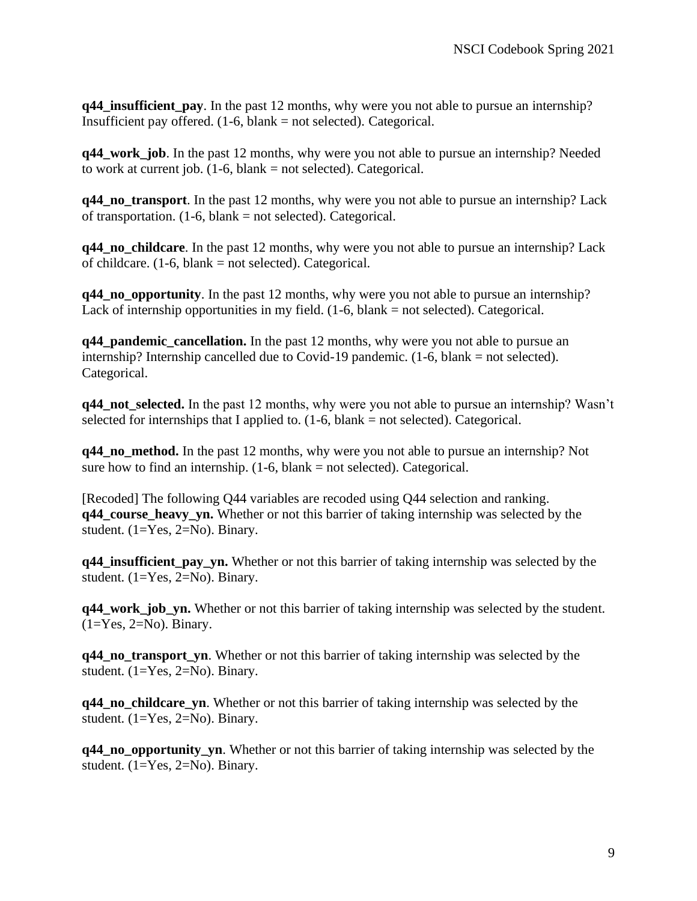**q44_insufficient_pay**. In the past 12 months, why were you not able to pursue an internship? Insufficient pay offered. (1-6, blank = not selected). Categorical.

**q44_work_job**. In the past 12 months, why were you not able to pursue an internship? Needed to work at current job. (1-6, blank = not selected). Categorical.

**q44_no_transport**. In the past 12 months, why were you not able to pursue an internship? Lack of transportation. (1-6, blank = not selected). Categorical.

**q44_no_childcare**. In the past 12 months, why were you not able to pursue an internship? Lack of childcare. (1-6, blank = not selected). Categorical.

**q44_no_opportunity**. In the past 12 months, why were you not able to pursue an internship? Lack of internship opportunities in my field. (1-6, blank = not selected). Categorical.

**q44_pandemic_cancellation.** In the past 12 months, why were you not able to pursue an internship? Internship cancelled due to Covid-19 pandemic. (1-6, blank = not selected). Categorical.

**q44_not_selected.** In the past 12 months, why were you not able to pursue an internship? Wasn't selected for internships that I applied to. (1-6, blank = not selected). Categorical.

**q44_no_method.** In the past 12 months, why were you not able to pursue an internship? Not sure how to find an internship. (1-6, blank = not selected). Categorical.

[Recoded] The following Q44 variables are recoded using Q44 selection and ranking.
**q44_course_heavy_yn.** Whether or not this barrier of taking internship was selected by the student. (1=Yes, 2=No). Binary.

**q44_insufficient_pay_yn.** Whether or not this barrier of taking internship was selected by the student. (1=Yes, 2=No). Binary.

**q44_work_job_yn.** Whether or not this barrier of taking internship was selected by the student. (1=Yes, 2=No). Binary.

**q44_no_transport_yn**. Whether or not this barrier of taking internship was selected by the student. (1=Yes, 2=No). Binary.

**q44_no_childcare_yn**. Whether or not this barrier of taking internship was selected by the student. (1=Yes, 2=No). Binary.

**q44_no_opportunity_yn**. Whether or not this barrier of taking internship was selected by the student. (1=Yes, 2=No). Binary.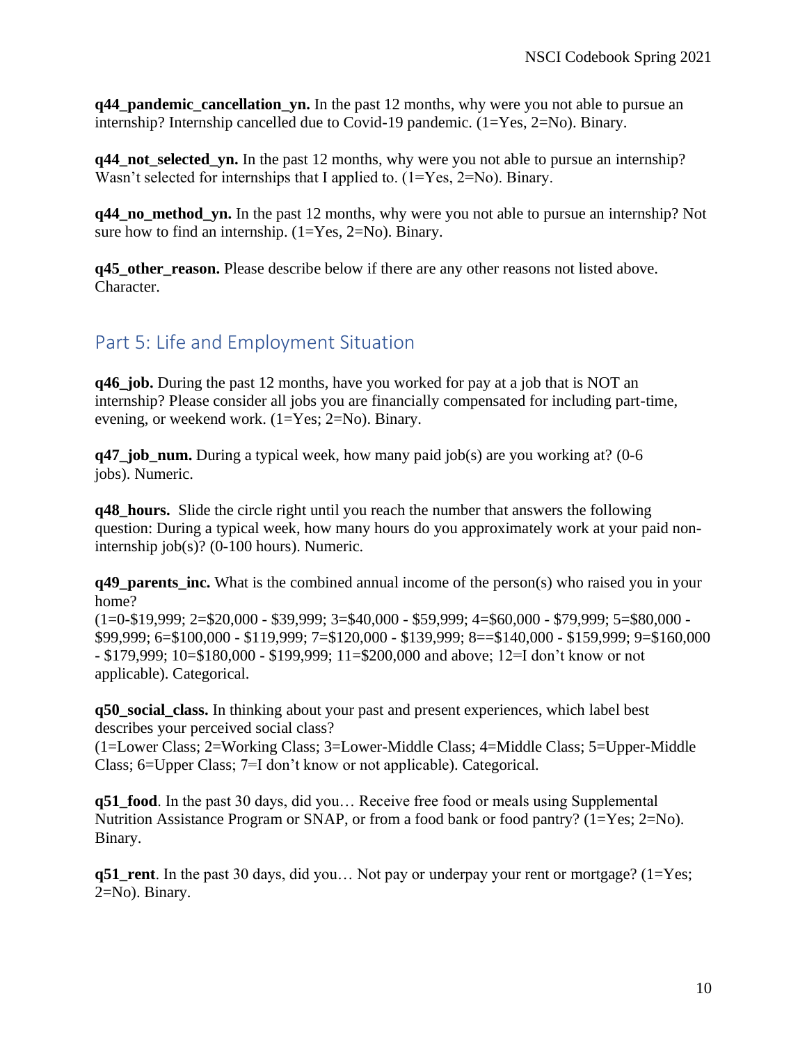**q44_pandemic_cancellation_yn.** In the past 12 months, why were you not able to pursue an internship? Internship cancelled due to Covid-19 pandemic. (1=Yes, 2=No). Binary.

**q44_not_selected_yn.** In the past 12 months, why were you not able to pursue an internship? Wasn't selected for internships that I applied to. (1=Yes, 2=No). Binary.

**q44_no_method_yn.** In the past 12 months, why were you not able to pursue an internship? Not sure how to find an internship. (1=Yes, 2=No). Binary.

**q45_other_reason.** Please describe below if there are any other reasons not listed above. Character.

## Part 5: Life and Employment Situation

**q46_job.** During the past 12 months, have you worked for pay at a job that is NOT an internship? Please consider all jobs you are financially compensated for including part-time, evening, or weekend work. (1=Yes; 2=No). Binary.

**q47_job_num.** During a typical week, how many paid job(s) are you working at? (0-6 jobs). Numeric.

**q48_hours.** Slide the circle right until you reach the number that answers the following question: During a typical week, how many hours do you approximately work at your paid non-internship job(s)? (0-100 hours). Numeric.

**q49_parents_inc.** What is the combined annual income of the person(s) who raised you in your home?
(1=0-$19,999; 2=$20,000 - $39,999; 3=$40,000 - $59,999; 4=$60,000 - $79,999; 5=$80,000 - $99,999; 6=$100,000 - $119,999; 7=$120,000 - $139,999; 8==$140,000 - $159,999; 9=$160,000 - $179,999; 10=$180,000 - $199,999; 11=$200,000 and above; 12=I don't know or not applicable). Categorical.

**q50_social_class.** In thinking about your past and present experiences, which label best describes your perceived social class?
(1=Lower Class; 2=Working Class; 3=Lower-Middle Class; 4=Middle Class; 5=Upper-Middle Class; 6=Upper Class; 7=I don't know or not applicable). Categorical.

**q51_food**. In the past 30 days, did you… Receive free food or meals using Supplemental Nutrition Assistance Program or SNAP, or from a food bank or food pantry? (1=Yes; 2=No). Binary.

**q51_rent**. In the past 30 days, did you… Not pay or underpay your rent or mortgage? (1=Yes; 2=No). Binary.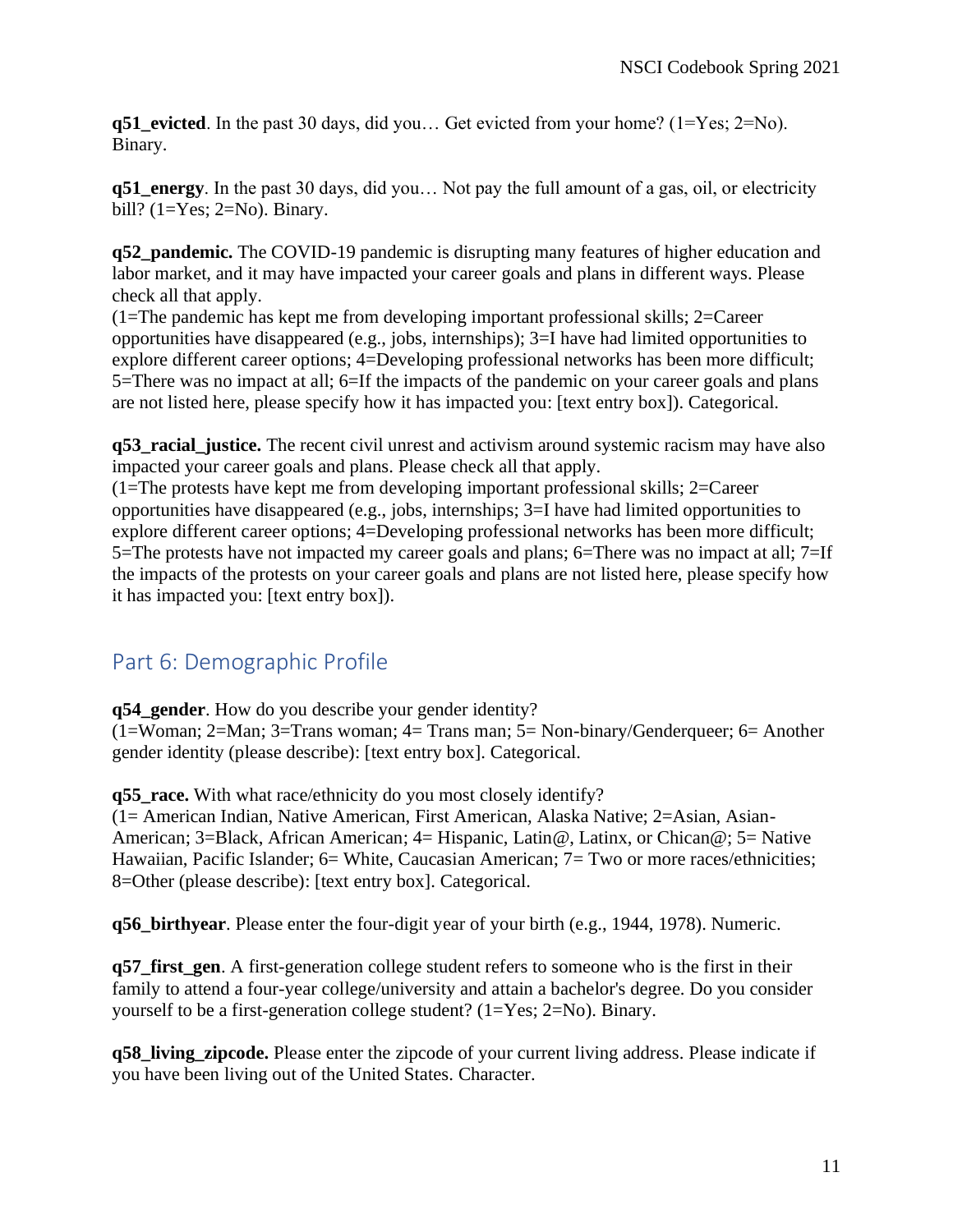**q51_evicted**. In the past 30 days, did you… Get evicted from your home? (1=Yes; 2=No). Binary.

**q51_energy**. In the past 30 days, did you… Not pay the full amount of a gas, oil, or electricity bill? (1=Yes; 2=No). Binary.

**q52_pandemic.** The COVID-19 pandemic is disrupting many features of higher education and labor market, and it may have impacted your career goals and plans in different ways. Please check all that apply.
(1=The pandemic has kept me from developing important professional skills; 2=Career opportunities have disappeared (e.g., jobs, internships); 3=I have had limited opportunities to explore different career options; 4=Developing professional networks has been more difficult; 5=There was no impact at all; 6=If the impacts of the pandemic on your career goals and plans are not listed here, please specify how it has impacted you: [text entry box]). Categorical.

**q53_racial_justice.** The recent civil unrest and activism around systemic racism may have also impacted your career goals and plans. Please check all that apply.
(1=The protests have kept me from developing important professional skills; 2=Career opportunities have disappeared (e.g., jobs, internships; 3=I have had limited opportunities to explore different career options; 4=Developing professional networks has been more difficult; 5=The protests have not impacted my career goals and plans; 6=There was no impact at all; 7=If the impacts of the protests on your career goals and plans are not listed here, please specify how it has impacted you: [text entry box]).

## Part 6: Demographic Profile

**q54_gender**. How do you describe your gender identity?
(1=Woman; 2=Man; 3=Trans woman; 4= Trans man; 5= Non-binary/Genderqueer; 6= Another gender identity (please describe): [text entry box]. Categorical.

**q55_race.** With what race/ethnicity do you most closely identify?
(1= American Indian, Native American, First American, Alaska Native; 2=Asian, Asian-American; 3=Black, African American; 4= Hispanic, Latin@, Latinx, or Chican@; 5= Native Hawaiian, Pacific Islander; 6= White, Caucasian American; 7= Two or more races/ethnicities; 8=Other (please describe): [text entry box]. Categorical.

**q56_birthyear**. Please enter the four-digit year of your birth (e.g., 1944, 1978). Numeric.

**q57_first_gen**. A first-generation college student refers to someone who is the first in their family to attend a four-year college/university and attain a bachelor's degree. Do you consider yourself to be a first-generation college student? (1=Yes; 2=No). Binary.

**q58_living_zipcode.** Please enter the zipcode of your current living address. Please indicate if you have been living out of the United States. Character.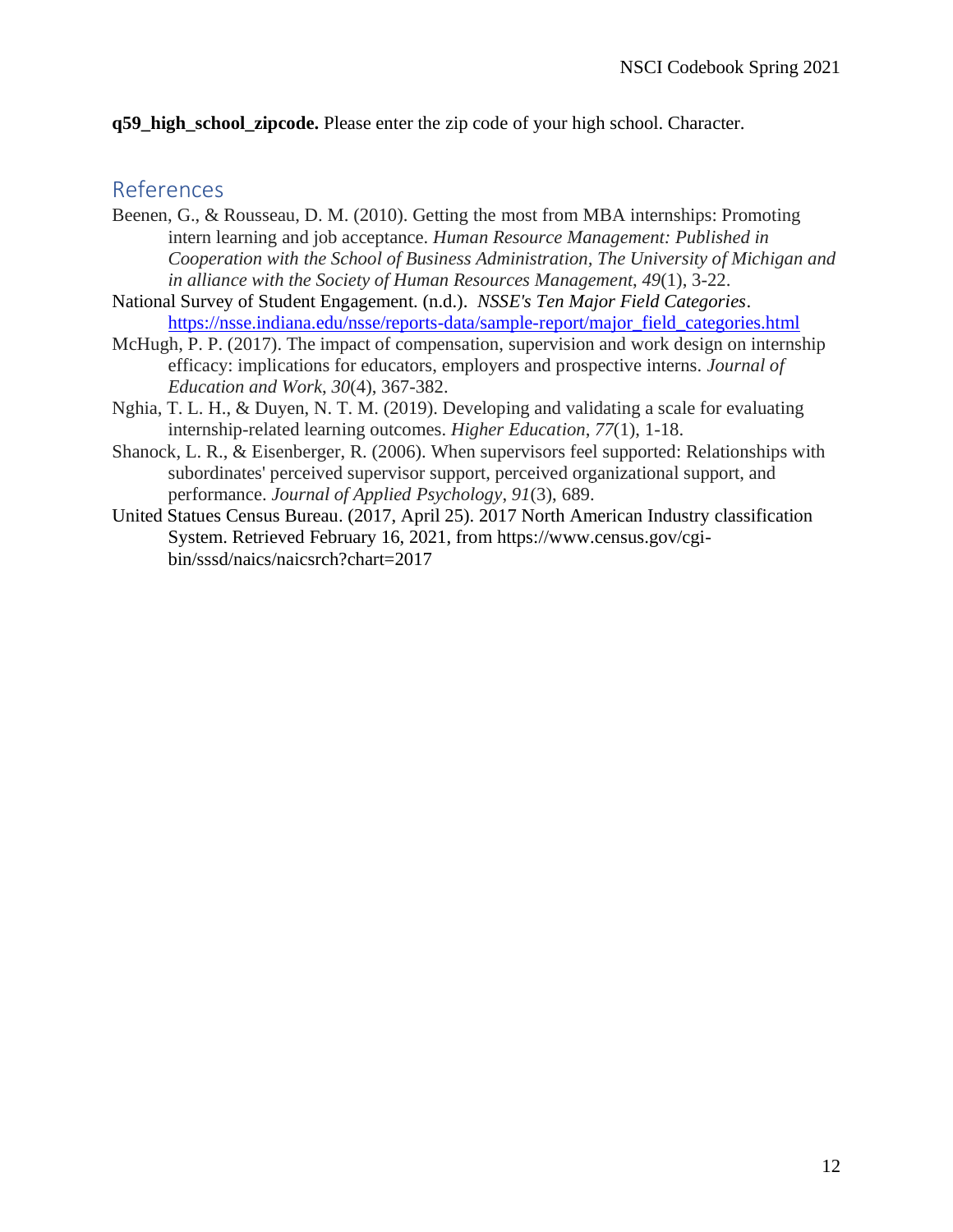**q59_high_school_zipcode.** Please enter the zip code of your high school. Character.

## References

Beenen, G., & Rousseau, D. M. (2010). Getting the most from MBA internships: Promoting intern learning and job acceptance. *Human Resource Management: Published in Cooperation with the School of Business Administration, The University of Michigan and in alliance with the Society of Human Resources Management*, *49*(1), 3-22.

National Survey of Student Engagement. (n.d.). *NSSE's Ten Major Field Categories*. https://nsse.indiana.edu/nsse/reports-data/sample-report/major_field_categories.html

McHugh, P. P. (2017). The impact of compensation, supervision and work design on internship efficacy: implications for educators, employers and prospective interns. *Journal of Education and Work*, *30*(4), 367-382.

Nghia, T. L. H., & Duyen, N. T. M. (2019). Developing and validating a scale for evaluating internship-related learning outcomes. *Higher Education*, *77*(1), 1-18.

Shanock, L. R., & Eisenberger, R. (2006). When supervisors feel supported: Relationships with subordinates' perceived supervisor support, perceived organizational support, and performance. *Journal of Applied Psychology*, *91*(3), 689.

United Statues Census Bureau. (2017, April 25). 2017 North American Industry classification System. Retrieved February 16, 2021, from https://www.census.gov/cgi-bin/sssd/naics/naicsrch?chart=2017